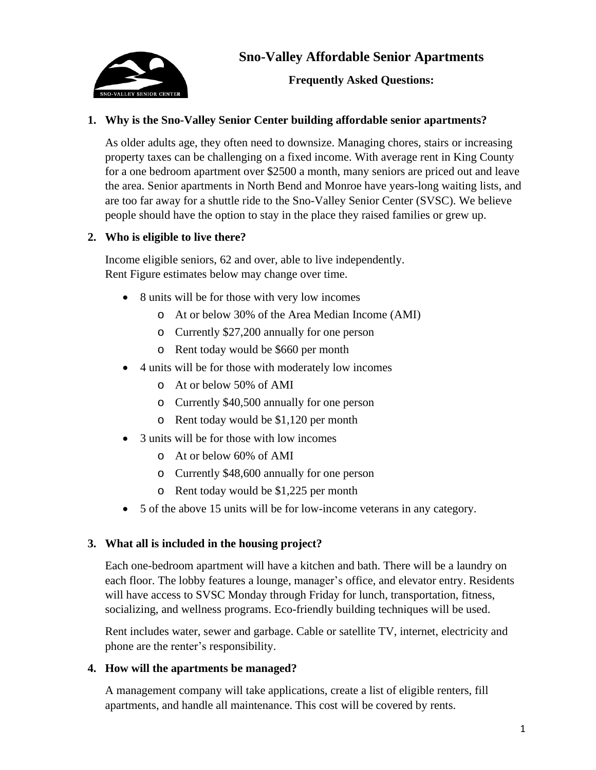# Sno-Valley Affordable Senior Apartments

**Frequently Asked Questions:**

1. **Why is the Sno-Valley Senior Center building affordable senior apartments?**

   As older adults age, they often need to downsize. Managing chores, stairs or increasing property taxes can be challenging on a fixed income. With average rent in King County for a one bedroom apartment over $2500 a month, many seniors are priced out and leave the area. Senior apartments in North Bend and Monroe have years-long waiting lists, and are too far away for a shuttle ride to the Sno-Valley Senior Center (SVSC). We believe people should have the option to stay in the place they raised families or grew up.

2. **Who is eligible to live there?**

   Income eligible seniors, 62 and over, able to live independently.
   Rent Figure estimates below may change over time.

   - 8 units will be for those with very low incomes
     - At or below 30% of the Area Median Income (AMI)
     - Currently $27,200 annually for one person
     - Rent today would be $660 per month
   - 4 units will be for those with moderately low incomes
     - At or below 50% of AMI
     - Currently $40,500 annually for one person
     - Rent today would be $1,120 per month
   - 3 units will be for those with low incomes
     - At or below 60% of AMI
     - Currently $48,600 annually for one person
     - Rent today would be $1,225 per month
   - 5 of the above 15 units will be for low-income veterans in any category.

3. **What all is included in the housing project?**

   Each one-bedroom apartment will have a kitchen and bath. There will be a laundry on each floor. The lobby features a lounge, manager's office, and elevator entry. Residents will have access to SVSC Monday through Friday for lunch, transportation, fitness, socializing, and wellness programs. Eco-friendly building techniques will be used.

   Rent includes water, sewer and garbage. Cable or satellite TV, internet, electricity and phone are the renter's responsibility.

4. **How will the apartments be managed?**

   A management company will take applications, create a list of eligible renters, fill apartments, and handle all maintenance. This cost will be covered by rents.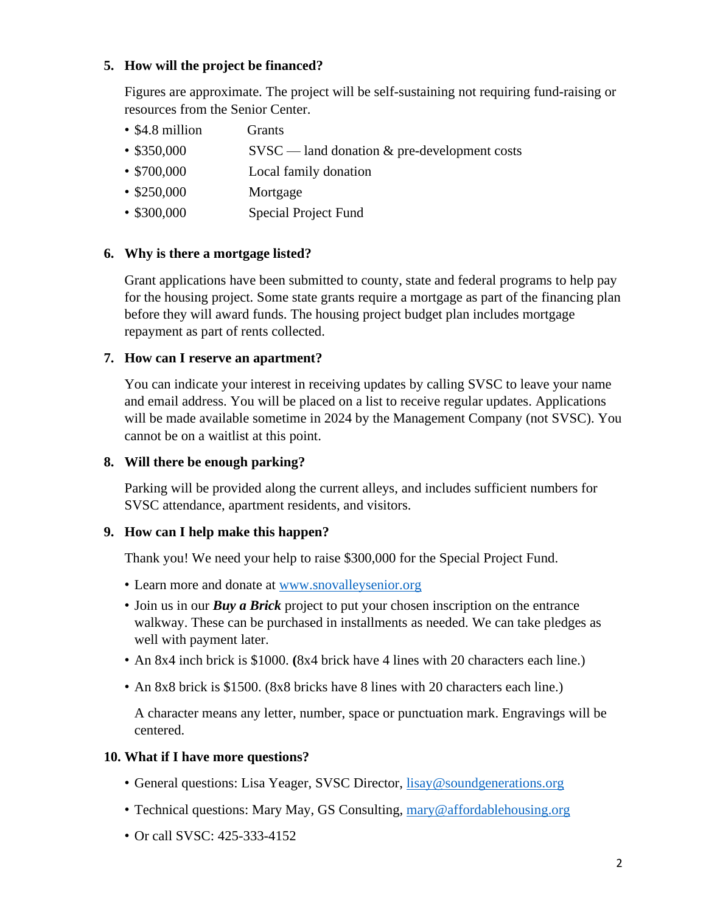5. **How will the project be financed?**

   Figures are approximate. The project will be self-sustaining not requiring fund-raising or resources from the Senior Center.

   - $4.8 million Grants
   - $350,000 SVSC — land donation & pre-development costs
   - $700,000 Local family donation
   - $250,000 Mortgage
   - $300,000 Special Project Fund

6. **Why is there a mortgage listed?**

   Grant applications have been submitted to county, state and federal programs to help pay for the housing project. Some state grants require a mortgage as part of the financing plan before they will award funds. The housing project budget plan includes mortgage repayment as part of rents collected.

7. **How can I reserve an apartment?**

   You can indicate your interest in receiving updates by calling SVSC to leave your name and email address. You will be placed on a list to receive regular updates. Applications will be made available sometime in 2024 by the Management Company (not SVSC). You cannot be on a waitlist at this point.

8. **Will there be enough parking?**

   Parking will be provided along the current alleys, and includes sufficient numbers for SVSC attendance, apartment residents, and visitors.

9. **How can I help make this happen?**

   Thank you! We need your help to raise $300,000 for the Special Project Fund.

   - Learn more and donate at [www.snovalleysenior.org](http://www.snovalleysenior.org)
   - Join us in our ***Buy a Brick*** project to put your chosen inscription on the entrance walkway. These can be purchased in installments as needed. We can take pledges as well with payment later.
   - An 8x4 inch brick is $1000. **(**8x4 brick have 4 lines with 20 characters each line.)
   - An 8x8 brick is $1500. (8x8 bricks have 8 lines with 20 characters each line.)

     A character means any letter, number, space or punctuation mark. Engravings will be centered.

10. **What if I have more questions?**

    - General questions: Lisa Yeager, SVSC Director, [lisay@soundgenerations.org](mailto:lisay@soundgenerations.org)
    - Technical questions: Mary May, GS Consulting, [mary@affordablehousing.org](mailto:mary@affordablehousing.org)
    - Or call SVSC: 425-333-4152